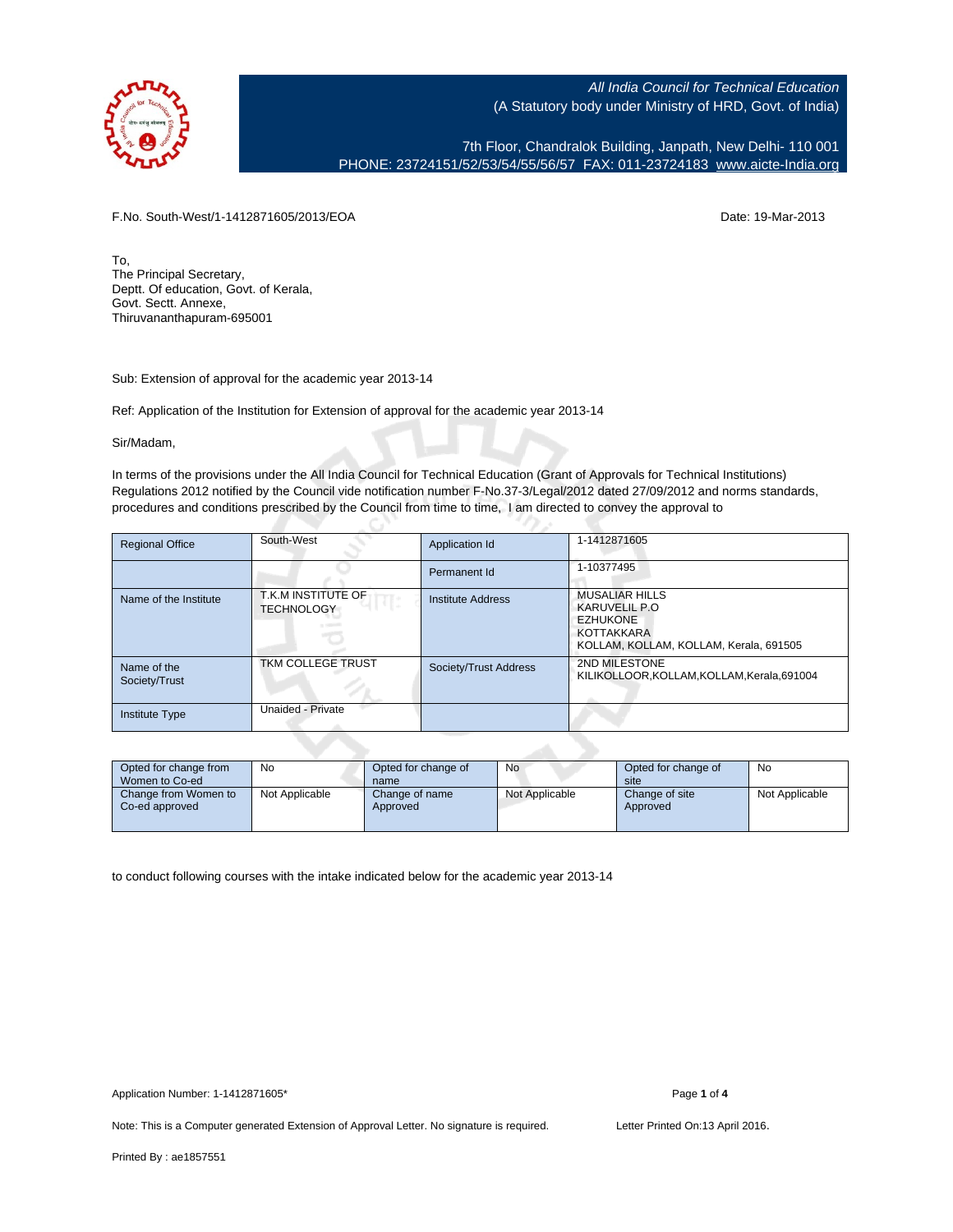All India Council for Technical Education
(A Statutory body under Ministry of HRD, Govt. of India)

7th Floor, Chandralok Building, Janpath, New Delhi- 110 001
PHONE: 23724151/52/53/54/55/56/57 FAX: 011-23724183 www.aicte-India.org

F.No. South-West/1-1412871605/2013/EOA

Date: 19-Mar-2013

To,
The Principal Secretary,
Deptt. Of education, Govt. of Kerala,
Govt. Sectt. Annexe,
Thiruvananthapuram-695001

Sub: Extension of approval for the academic year 2013-14

Ref: Application of the Institution for Extension of approval for the academic year 2013-14

Sir/Madam,

In terms of the provisions under the All India Council for Technical Education (Grant of Approvals for Technical Institutions) Regulations 2012 notified by the Council vide notification number F-No.37-3/Legal/2012 dated 27/09/2012 and norms standards, procedures and conditions prescribed by the Council from time to time, I am directed to convey the approval to

| Regional Office | South-West | Application Id | 1-1412871605 |
|---|---|---|---|
| | | Permanent Id | 1-10377495 |
| Name of the Institute | T.K.M INSTITUTE OF TECHNOLOGY | Institute Address | MUSALIAR HILLS KARUVELIL P.O EZHUKONE KOTTAKKARA KOLLAM, KOLLAM, KOLLAM, Kerala, 691505 |
| Name of the Society/Trust | TKM COLLEGE TRUST | Society/Trust Address | 2ND MILESTONE KILIKOLLOOR,KOLLAM,KOLLAM,Kerala,691004 |
| Institute Type | Unaided - Private | | |

| Opted for change from Women to Co-ed | No | Opted for change of name | No | Opted for change of site | No |
|---|---|---|---|---|---|
| Change from Women to Co-ed approved | Not Applicable | Change of name Approved | Not Applicable | Change of site Approved | Not Applicable |

to conduct following courses with the intake indicated below for the academic year 2013-14

Application Number: 1-1412871605*

Note: This is a Computer generated Extension of Approval Letter. No signature is required.

Letter Printed On:13 April 2016.

Printed By : ae1857551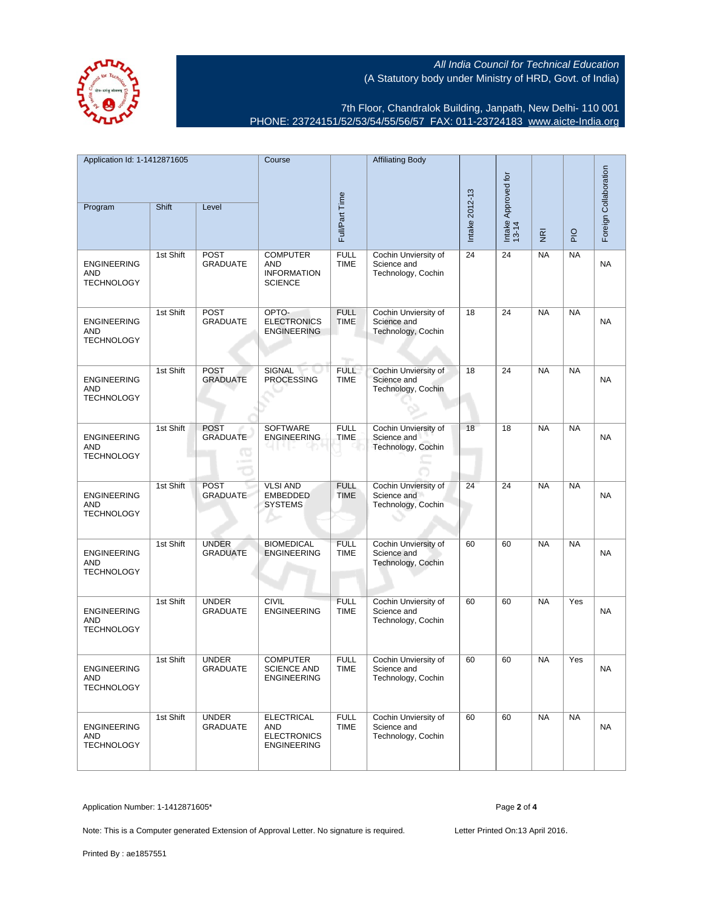All India Council for Technical Education
(A Statutory body under Ministry of HRD, Govt. of India)

7th Floor, Chandralok Building, Janpath, New Delhi- 110 001
PHONE: 23724151/52/53/54/55/56/57 FAX: 011-23724183 www.aicte-India.org

| Application Id: 1-1412871605 | | | Course | Full/Part Time | Affiliating Body | Intake 2012-13 | Intake Approved for 13-14 | NRI | PIO | Foreign Collaboration |
|---|---|---|---|---|---|---|---|---|---|---|
| Program | Shift | Level | | | | | | | | |
| ENGINEERING AND TECHNOLOGY | 1st Shift | POST GRADUATE | COMPUTER AND INFORMATION SCIENCE | FULL TIME | Cochin Unviersity of Science and Technology, Cochin | 24 | 24 | NA | NA | NA |
| ENGINEERING AND TECHNOLOGY | 1st Shift | POST GRADUATE | OPTO-ELECTRONICS ENGINEERING | FULL TIME | Cochin Unviersity of Science and Technology, Cochin | 18 | 24 | NA | NA | NA |
| ENGINEERING AND TECHNOLOGY | 1st Shift | POST GRADUATE | SIGNAL PROCESSING | FULL TIME | Cochin Unviersity of Science and Technology, Cochin | 18 | 24 | NA | NA | NA |
| ENGINEERING AND TECHNOLOGY | 1st Shift | POST GRADUATE | SOFTWARE ENGINEERING | FULL TIME | Cochin Unviersity of Science and Technology, Cochin | 18 | 18 | NA | NA | NA |
| ENGINEERING AND TECHNOLOGY | 1st Shift | POST GRADUATE | VLSI AND EMBEDDED SYSTEMS | FULL TIME | Cochin Unviersity of Science and Technology, Cochin | 24 | 24 | NA | NA | NA |
| ENGINEERING AND TECHNOLOGY | 1st Shift | UNDER GRADUATE | BIOMEDICAL ENGINEERING | FULL TIME | Cochin Unviersity of Science and Technology, Cochin | 60 | 60 | NA | NA | NA |
| ENGINEERING AND TECHNOLOGY | 1st Shift | UNDER GRADUATE | CIVIL ENGINEERING | FULL TIME | Cochin Unviersity of Science and Technology, Cochin | 60 | 60 | NA | Yes | NA |
| ENGINEERING AND TECHNOLOGY | 1st Shift | UNDER GRADUATE | COMPUTER SCIENCE AND ENGINEERING | FULL TIME | Cochin Unviersity of Science and Technology, Cochin | 60 | 60 | NA | Yes | NA |
| ENGINEERING AND TECHNOLOGY | 1st Shift | UNDER GRADUATE | ELECTRICAL AND ELECTRONICS ENGINEERING | FULL TIME | Cochin Unviersity of Science and Technology, Cochin | 60 | 60 | NA | NA | NA |

Application Number: 1-1412871605*

Note: This is a Computer generated Extension of Approval Letter. No signature is required. Letter Printed On:13 April 2016.

Printed By : ae1857551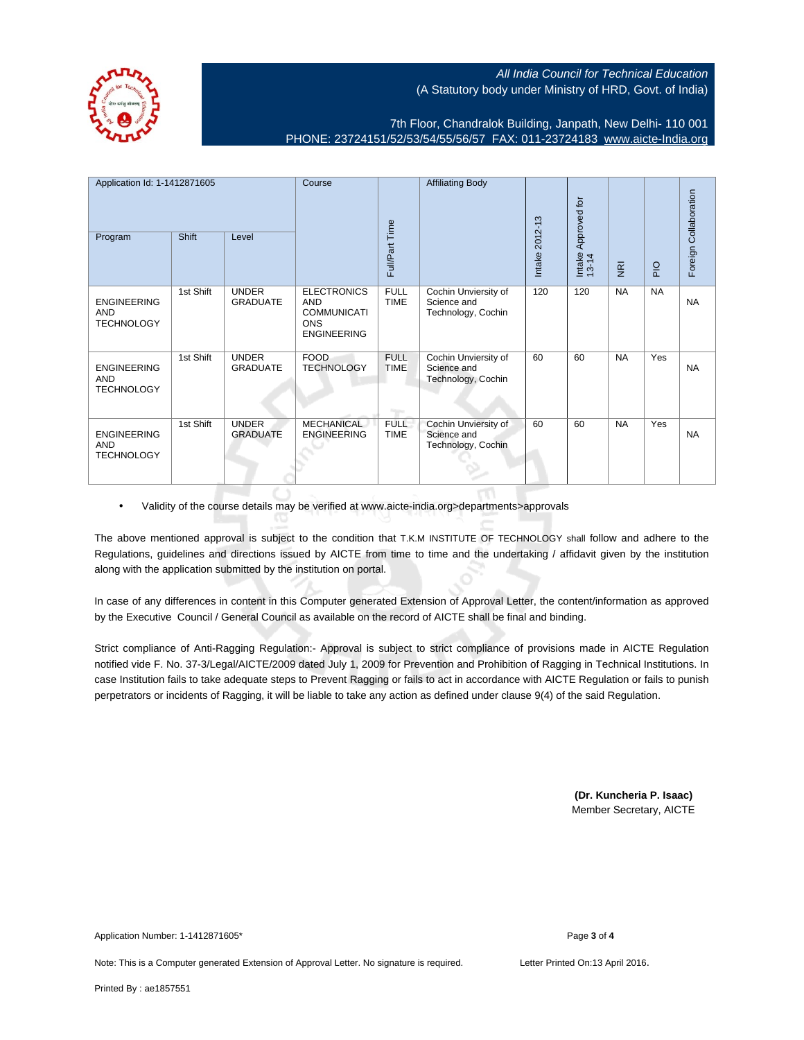All India Council for Technical Education
(A Statutory body under Ministry of HRD, Govt. of India)

7th Floor, Chandralok Building, Janpath, New Delhi- 110 001
PHONE: 23724151/52/53/54/55/56/57 FAX: 011-23724183 www.aicte-India.org

| Application Id: 1-1412871605 | | | Course | Full/Part Time | Affiliating Body | Intake 2012-13 | Intake Approved for 13-14 | NRI | PIO | Foreign Collaboration |
|---|---|---|---|---|---|---|---|---|---|---|
| Program | Shift | Level | | | | | | | | |
| ENGINEERING AND TECHNOLOGY | 1st Shift | UNDER GRADUATE | ELECTRONICS AND COMMUNICATIONS ENGINEERING | FULL TIME | Cochin Unviersity of Science and Technology, Cochin | 120 | 120 | NA | NA | NA |
| ENGINEERING AND TECHNOLOGY | 1st Shift | UNDER GRADUATE | FOOD TECHNOLOGY | FULL TIME | Cochin Unviersity of Science and Technology, Cochin | 60 | 60 | NA | Yes | NA |
| ENGINEERING AND TECHNOLOGY | 1st Shift | UNDER GRADUATE | MECHANICAL ENGINEERING | FULL TIME | Cochin Unviersity of Science and Technology, Cochin | 60 | 60 | NA | Yes | NA |

- Validity of the course details may be verified at www.aicte-india.org>departments>approvals

The above mentioned approval is subject to the condition that T.K.M INSTITUTE OF TECHNOLOGY shall follow and adhere to the Regulations, guidelines and directions issued by AICTE from time to time and the undertaking / affidavit given by the institution along with the application submitted by the institution on portal.

In case of any differences in content in this Computer generated Extension of Approval Letter, the content/information as approved by the Executive Council / General Council as available on the record of AICTE shall be final and binding.

Strict compliance of Anti-Ragging Regulation:- Approval is subject to strict compliance of provisions made in AICTE Regulation notified vide F. No. 37-3/Legal/AICTE/2009 dated July 1, 2009 for Prevention and Prohibition of Ragging in Technical Institutions. In case Institution fails to take adequate steps to Prevent Ragging or fails to act in accordance with AICTE Regulation or fails to punish perpetrators or incidents of Ragging, it will be liable to take any action as defined under clause 9(4) of the said Regulation.

**(Dr. Kuncheria P. Isaac)**
Member Secretary, AICTE

Application Number: 1-1412871605*

Note: This is a Computer generated Extension of Approval Letter. No signature is required.

Letter Printed On:13 April 2016.

Printed By : ae1857551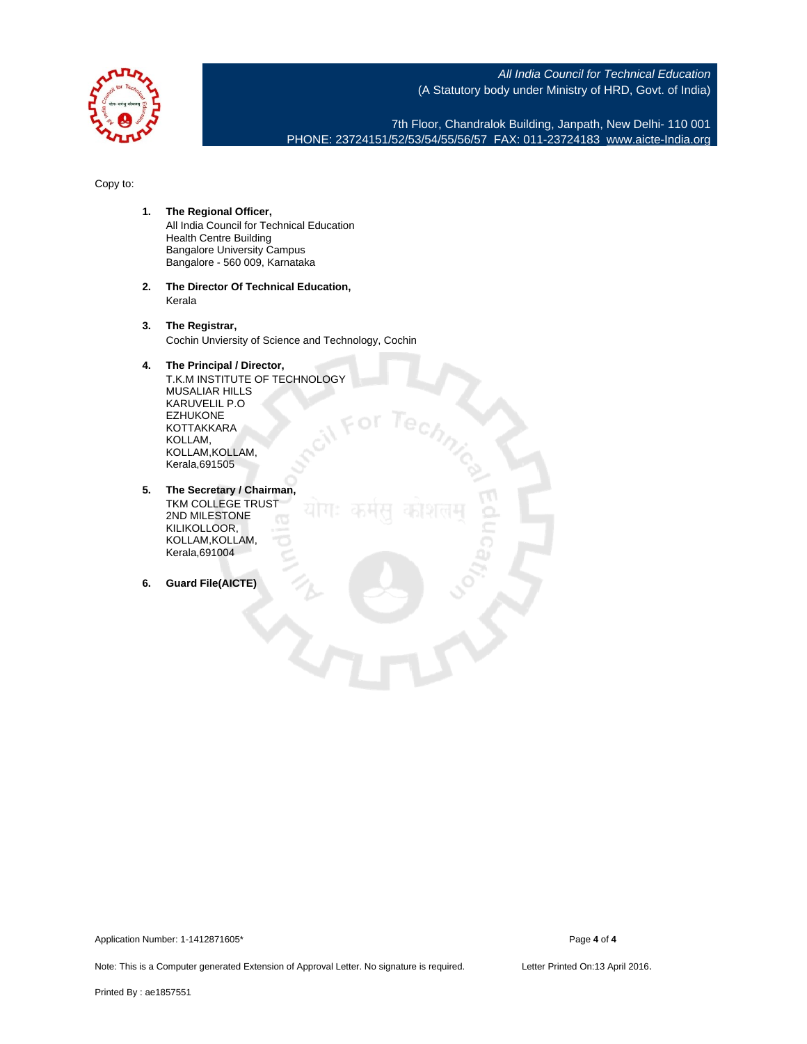*All India Council for Technical Education*
(A Statutory body under Ministry of HRD, Govt. of India)

7th Floor, Chandralok Building, Janpath, New Delhi- 110 001
PHONE: 23724151/52/53/54/55/56/57 FAX: 011-23724183 www.aicte-India.org

Copy to:

1. **The Regional Officer,**
   All India Council for Technical Education
   Health Centre Building
   Bangalore University Campus
   Bangalore - 560 009, Karnataka

2. **The Director Of Technical Education,**
   Kerala

3. **The Registrar,**
   Cochin Unviersity of Science and Technology, Cochin

4. **The Principal / Director,**
   T.K.M INSTITUTE OF TECHNOLOGY
   MUSALIAR HILLS
   KARUVELIL P.O
   EZHUKONE
   KOTTAKKARA
   KOLLAM,
   KOLLAM,KOLLAM,
   Kerala,691505

5. **The Secretary / Chairman,**
   TKM COLLEGE TRUST
   2ND MILESTONE
   KILIKOLLOOR,
   KOLLAM,KOLLAM,
   Kerala,691004

6. **Guard File(AICTE)**

Application Number: 1-1412871605*

Note: This is a Computer generated Extension of Approval Letter. No signature is required.

Letter Printed On:13 April 2016.

Printed By : ae1857551